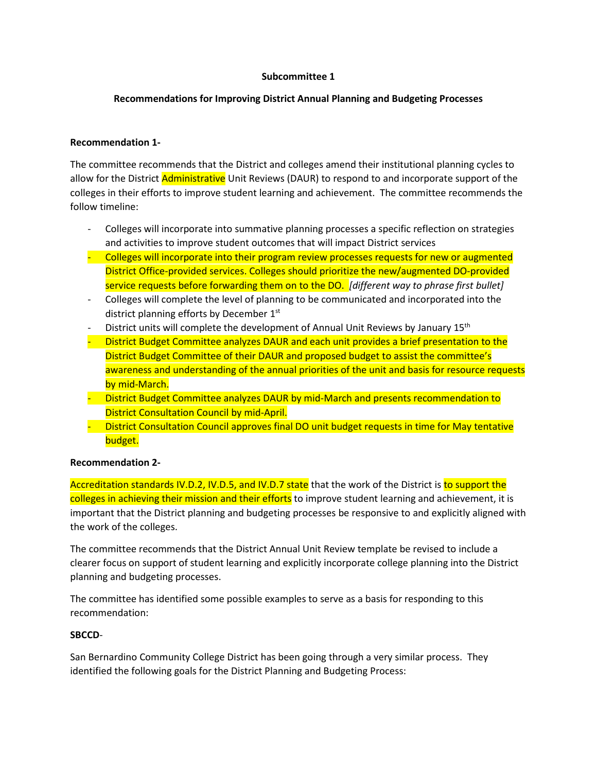**Subcommittee 1**

**Recommendations for Improving District Annual Planning and Budgeting Processes**

**Recommendation 1-**

The committee recommends that the District and colleges amend their institutional planning cycles to allow for the District Administrative Unit Reviews (DAUR) to respond to and incorporate support of the colleges in their efforts to improve student learning and achievement. The committee recommends the follow timeline:

- Colleges will incorporate into summative planning processes a specific reflection on strategies and activities to improve student outcomes that will impact District services
- Colleges will incorporate into their program review processes requests for new or augmented District Office-provided services. Colleges should prioritize the new/augmented DO-provided service requests before forwarding them on to the DO. *[different way to phrase first bullet]*
- Colleges will complete the level of planning to be communicated and incorporated into the district planning efforts by December 1st
- District units will complete the development of Annual Unit Reviews by January 15th
- District Budget Committee analyzes DAUR and each unit provides a brief presentation to the District Budget Committee of their DAUR and proposed budget to assist the committee's awareness and understanding of the annual priorities of the unit and basis for resource requests by mid-March.
- District Budget Committee analyzes DAUR by mid-March and presents recommendation to District Consultation Council by mid-April.
- District Consultation Council approves final DO unit budget requests in time for May tentative budget.

**Recommendation 2-**

Accreditation standards IV.D.2, IV.D.5, and IV.D.7 state that the work of the District is to support the colleges in achieving their mission and their efforts to improve student learning and achievement, it is important that the District planning and budgeting processes be responsive to and explicitly aligned with the work of the colleges.

The committee recommends that the District Annual Unit Review template be revised to include a clearer focus on support of student learning and explicitly incorporate college planning into the District planning and budgeting processes.

The committee has identified some possible examples to serve as a basis for responding to this recommendation:

**SBCCD**-

San Bernardino Community College District has been going through a very similar process. They identified the following goals for the District Planning and Budgeting Process: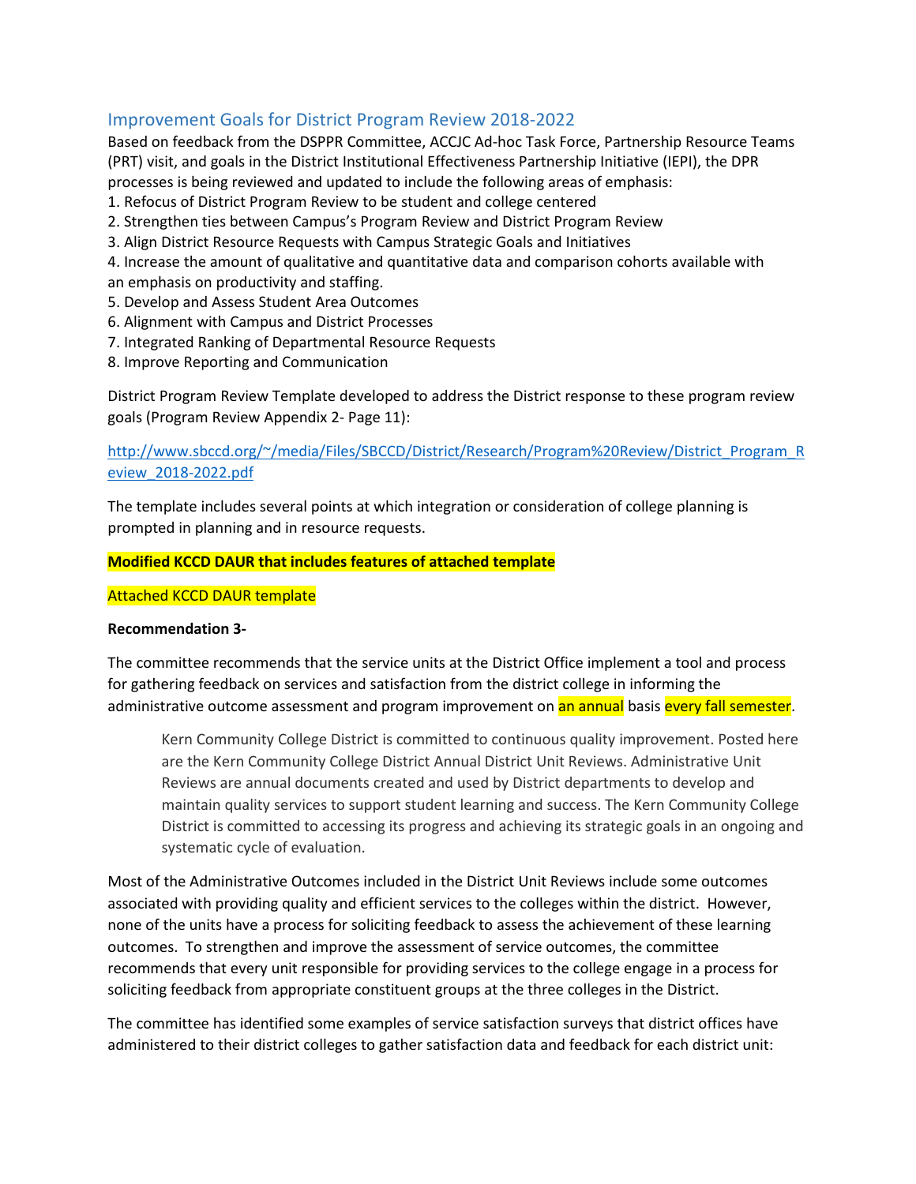## Improvement Goals for District Program Review 2018-2022

Based on feedback from the DSPPR Committee, ACCJC Ad-hoc Task Force, Partnership Resource Teams (PRT) visit, and goals in the District Institutional Effectiveness Partnership Initiative (IEPI), the DPR processes is being reviewed and updated to include the following areas of emphasis:

1. Refocus of District Program Review to be student and college centered
2. Strengthen ties between Campus's Program Review and District Program Review
3. Align District Resource Requests with Campus Strategic Goals and Initiatives
4. Increase the amount of qualitative and quantitative data and comparison cohorts available with an emphasis on productivity and staffing.
5. Develop and Assess Student Area Outcomes
6. Alignment with Campus and District Processes
7. Integrated Ranking of Departmental Resource Requests
8. Improve Reporting and Communication

District Program Review Template developed to address the District response to these program review goals (Program Review Appendix 2- Page 11):

http://www.sbccd.org/~/media/Files/SBCCD/District/Research/Program%20Review/District_Program_Review_2018-2022.pdf

The template includes several points at which integration or consideration of college planning is prompted in planning and in resource requests.

**Modified KCCD DAUR that includes features of attached template**

Attached KCCD DAUR template

**Recommendation 3-**

The committee recommends that the service units at the District Office implement a tool and process for gathering feedback on services and satisfaction from the district college in informing the administrative outcome assessment and program improvement on an annual basis every fall semester.

> Kern Community College District is committed to continuous quality improvement. Posted here are the Kern Community College District Annual District Unit Reviews. Administrative Unit Reviews are annual documents created and used by District departments to develop and maintain quality services to support student learning and success. The Kern Community College District is committed to accessing its progress and achieving its strategic goals in an ongoing and systematic cycle of evaluation.

Most of the Administrative Outcomes included in the District Unit Reviews include some outcomes associated with providing quality and efficient services to the colleges within the district. However, none of the units have a process for soliciting feedback to assess the achievement of these learning outcomes. To strengthen and improve the assessment of service outcomes, the committee recommends that every unit responsible for providing services to the college engage in a process for soliciting feedback from appropriate constituent groups at the three colleges in the District.

The committee has identified some examples of service satisfaction surveys that district offices have administered to their district colleges to gather satisfaction data and feedback for each district unit: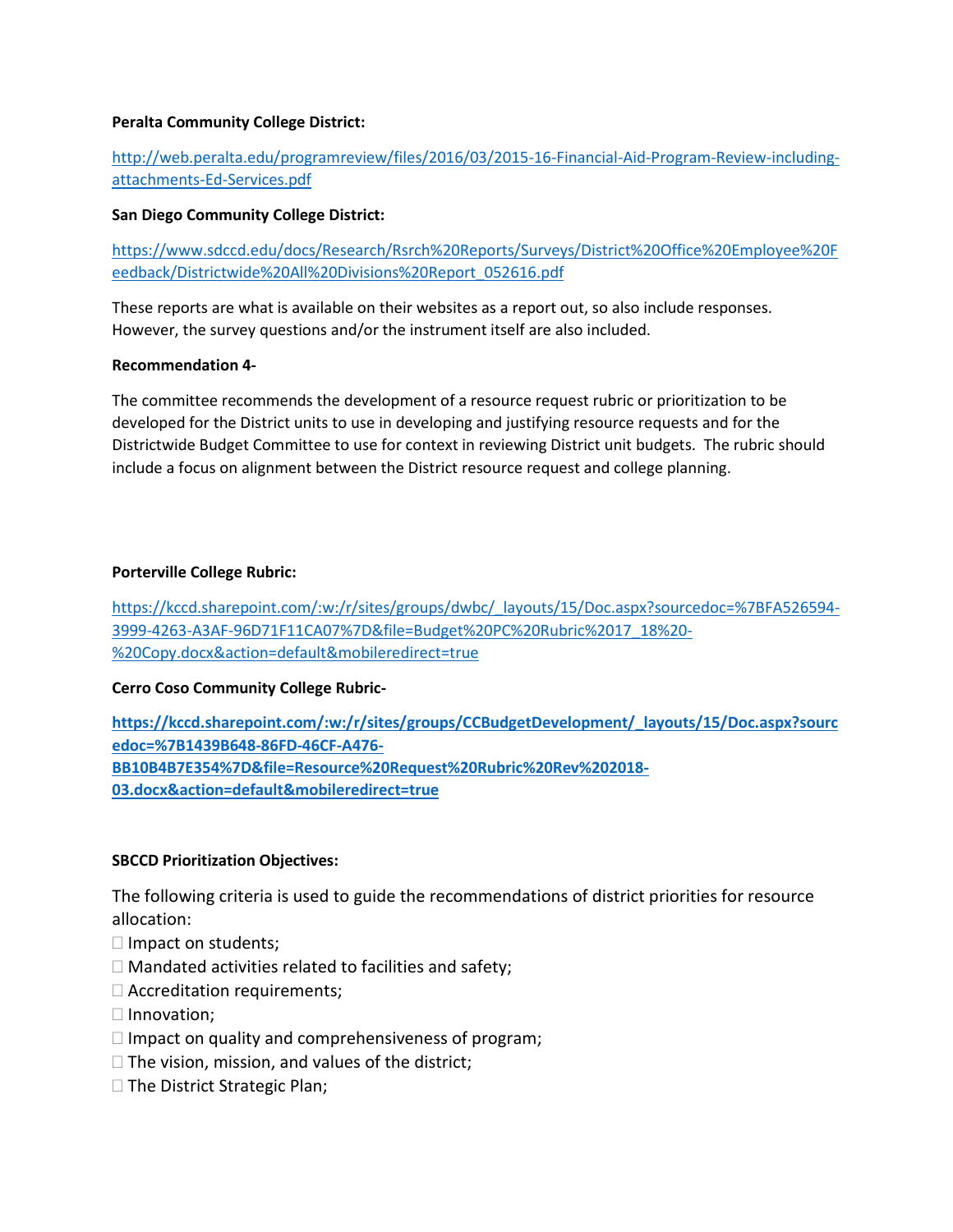**Peralta Community College District:**

http://web.peralta.edu/programreview/files/2016/03/2015-16-Financial-Aid-Program-Review-including-attachments-Ed-Services.pdf

**San Diego Community College District:**

https://www.sdccd.edu/docs/Research/Rsrch%20Reports/Surveys/District%20Office%20Employee%20Feedback/Districtwide%20All%20Divisions%20Report_052616.pdf

These reports are what is available on their websites as a report out, so also include responses. However, the survey questions and/or the instrument itself are also included.

**Recommendation 4-**

The committee recommends the development of a resource request rubric or prioritization to be developed for the District units to use in developing and justifying resource requests and for the Districtwide Budget Committee to use for context in reviewing District unit budgets. The rubric should include a focus on alignment between the District resource request and college planning.

**Porterville College Rubric:**

https://kccd.sharepoint.com/:w:/r/sites/groups/dwbc/_layouts/15/Doc.aspx?sourcedoc=%7BFA526594-3999-4263-A3AF-96D71F11CA07%7D&file=Budget%20PC%20Rubric%2017_18%20-%20Copy.docx&action=default&mobileredirect=true

**Cerro Coso Community College Rubric-**

**https://kccd.sharepoint.com/:w:/r/sites/groups/CCBudgetDevelopment/_layouts/15/Doc.aspx?sourcedoc=%7B1439B648-86FD-46CF-A476-BB10B4B7E354%7D&file=Resource%20Request%20Rubric%20Rev%202018-03.docx&action=default&mobileredirect=true**

**SBCCD Prioritization Objectives:**

The following criteria is used to guide the recommendations of district priorities for resource allocation:

- Impact on students;
- Mandated activities related to facilities and safety;
- Accreditation requirements;
- Innovation;
- Impact on quality and comprehensiveness of program;
- The vision, mission, and values of the district;
- The District Strategic Plan;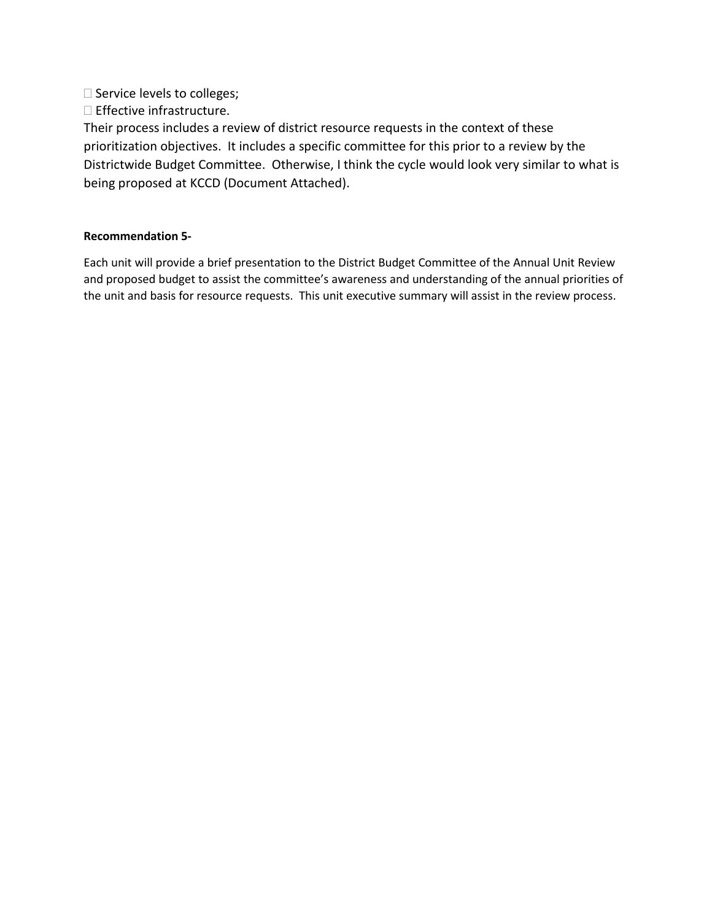- Service levels to colleges;
- Effective infrastructure.

Their process includes a review of district resource requests in the context of these prioritization objectives. It includes a specific committee for this prior to a review by the Districtwide Budget Committee. Otherwise, I think the cycle would look very similar to what is being proposed at KCCD (Document Attached).

**Recommendation 5-**

Each unit will provide a brief presentation to the District Budget Committee of the Annual Unit Review and proposed budget to assist the committee's awareness and understanding of the annual priorities of the unit and basis for resource requests. This unit executive summary will assist in the review process.